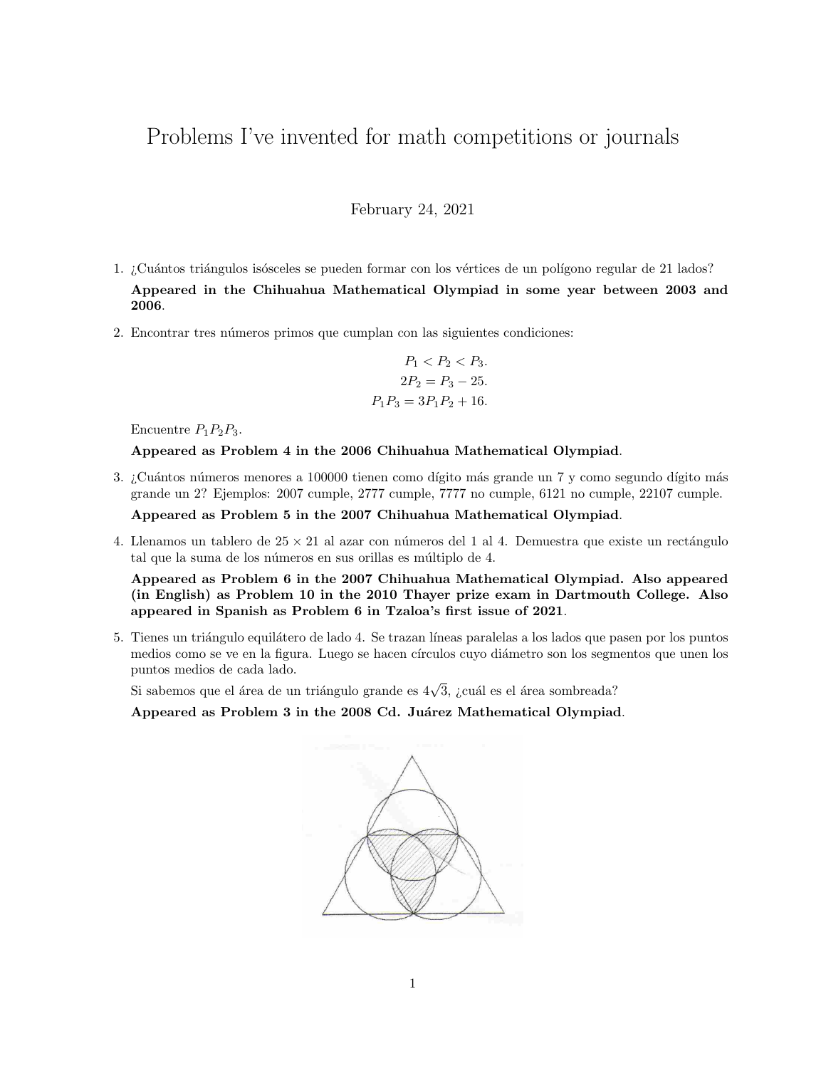# Problems I've invented for math competitions or journals

February 24, 2021

1. ¿Cuántos triángulos isósceles se pueden formar con los vértices de un polígono regular de 21 lados?

   **Appeared in the Chihuahua Mathematical Olympiad in some year between 2003 and 2006.**

2. Encontrar tres números primos que cumplan con las siguientes condiciones:

$$P_1 < P_2 < P_3.$$
$$2P_2 = P_3 - 25.$$
$$P_1P_3 = 3P_1P_2 + 16.$$

   Encuentre $P_1P_2P_3$.

   **Appeared as Problem 4 in the 2006 Chihuahua Mathematical Olympiad.**

3. ¿Cuántos números menores a 100000 tienen como dígito más grande un 7 y como segundo dígito más grande un 2? Ejemplos: 2007 cumple, 2777 cumple, 7777 no cumple, 6121 no cumple, 22107 cumple.

   **Appeared as Problem 5 in the 2007 Chihuahua Mathematical Olympiad.**

4. Llenamos un tablero de $25 \times 21$ al azar con números del 1 al 4. Demuestra que existe un rectángulo tal que la suma de los números en sus orillas es múltiplo de 4.

   **Appeared as Problem 6 in the 2007 Chihuahua Mathematical Olympiad. Also appeared (in English) as Problem 10 in the 2010 Thayer prize exam in Dartmouth College. Also appeared in Spanish as Problem 6 in Tzaloa's first issue of 2021.**

5. Tienes un triángulo equilátero de lado 4. Se trazan líneas paralelas a los lados que pasen por los puntos medios como se ve en la figura. Luego se hacen círculos cuyo diámetro son los segmentos que unen los puntos medios de cada lado.

   Si sabemos que el área de un triángulo grande es $4\sqrt{3}$, ¿cuál es el área sombreada?

   **Appeared as Problem 3 in the 2008 Cd. Juárez Mathematical Olympiad.**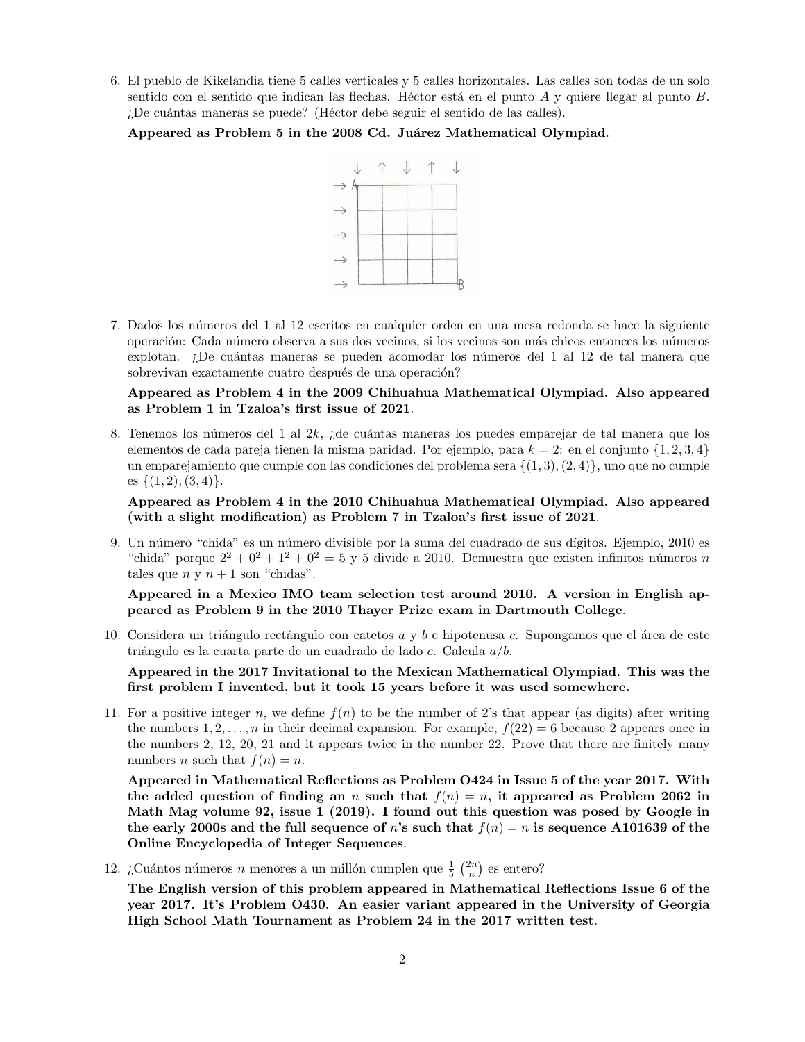6. El pueblo de Kikelandia tiene 5 calles verticales y 5 calles horizontales. Las calles son todas de un solo sentido con el sentido que indican las flechas. Héctor está en el punto $A$ y quiere llegar al punto $B$. ¿De cuántas maneras se puede? (Héctor debe seguir el sentido de las calles).

   **Appeared as Problem 5 in the 2008 Cd. Juárez Mathematical Olympiad.**

7. Dados los números del 1 al 12 escritos en cualquier orden en una mesa redonda se hace la siguiente operación: Cada número observa a sus dos vecinos, si los vecinos son más chicos entonces los números explotan. ¿De cuántas maneras se pueden acomodar los números del 1 al 12 de tal manera que sobrevivan exactamente cuatro después de una operación?

   **Appeared as Problem 4 in the 2009 Chihuahua Mathematical Olympiad. Also appeared as Problem 1 in Tzaloa's first issue of 2021.**

8. Tenemos los números del 1 al $2k$, ¿de cuántas maneras los puedes emparejar de tal manera que los elementos de cada pareja tienen la misma paridad. Por ejemplo, para $k = 2$: en el conjunto $\{1, 2, 3, 4\}$ un emparejamiento que cumple con las condiciones del problema sera $\{(1, 3), (2, 4)\}$, uno que no cumple es $\{(1, 2), (3, 4)\}$.

   **Appeared as Problem 4 in the 2010 Chihuahua Mathematical Olympiad. Also appeared (with a slight modification) as Problem 7 in Tzaloa's first issue of 2021.**

9. Un número "chida" es un número divisible por la suma del cuadrado de sus dígitos. Ejemplo, 2010 es "chida" porque $2^2 + 0^2 + 1^2 + 0^2 = 5$ y 5 divide a 2010. Demuestra que existen infinitos números $n$ tales que $n$ y $n + 1$ son "chidas".

   **Appeared in a Mexico IMO team selection test around 2010. A version in English appeared as Problem 9 in the 2010 Thayer Prize exam in Dartmouth College.**

10. Considera un triángulo rectángulo con catetos $a$ y $b$ e hipotenusa $c$. Supongamos que el área de este triángulo es la cuarta parte de un cuadrado de lado $c$. Calcula $a/b$.

    **Appeared in the 2017 Invitational to the Mexican Mathematical Olympiad. This was the first problem I invented, but it took 15 years before it was used somewhere.**

11. For a positive integer $n$, we define $f(n)$ to be the number of 2's that appear (as digits) after writing the numbers $1, 2, \ldots, n$ in their decimal expansion. For example, $f(22) = 6$ because 2 appears once in the numbers 2, 12, 20, 21 and it appears twice in the number 22. Prove that there are finitely many numbers $n$ such that $f(n) = n$.

    **Appeared in Mathematical Reflections as Problem O424 in Issue 5 of the year 2017. With the added question of finding an $n$ such that $f(n) = n$, it appeared as Problem 2062 in Math Mag volume 92, issue 1 (2019). I found out this question was posed by Google in the early 2000s and the full sequence of $n$'s such that $f(n) = n$ is sequence A101639 of the Online Encyclopedia of Integer Sequences.**

12. ¿Cuántos números $n$ menores a un millón cumplen que $\frac{1}{5}\binom{2n}{n}$ es entero?

    **The English version of this problem appeared in Mathematical Reflections Issue 6 of the year 2017. It's Problem O430. An easier variant appeared in the University of Georgia High School Math Tournament as Problem 24 in the 2017 written test.**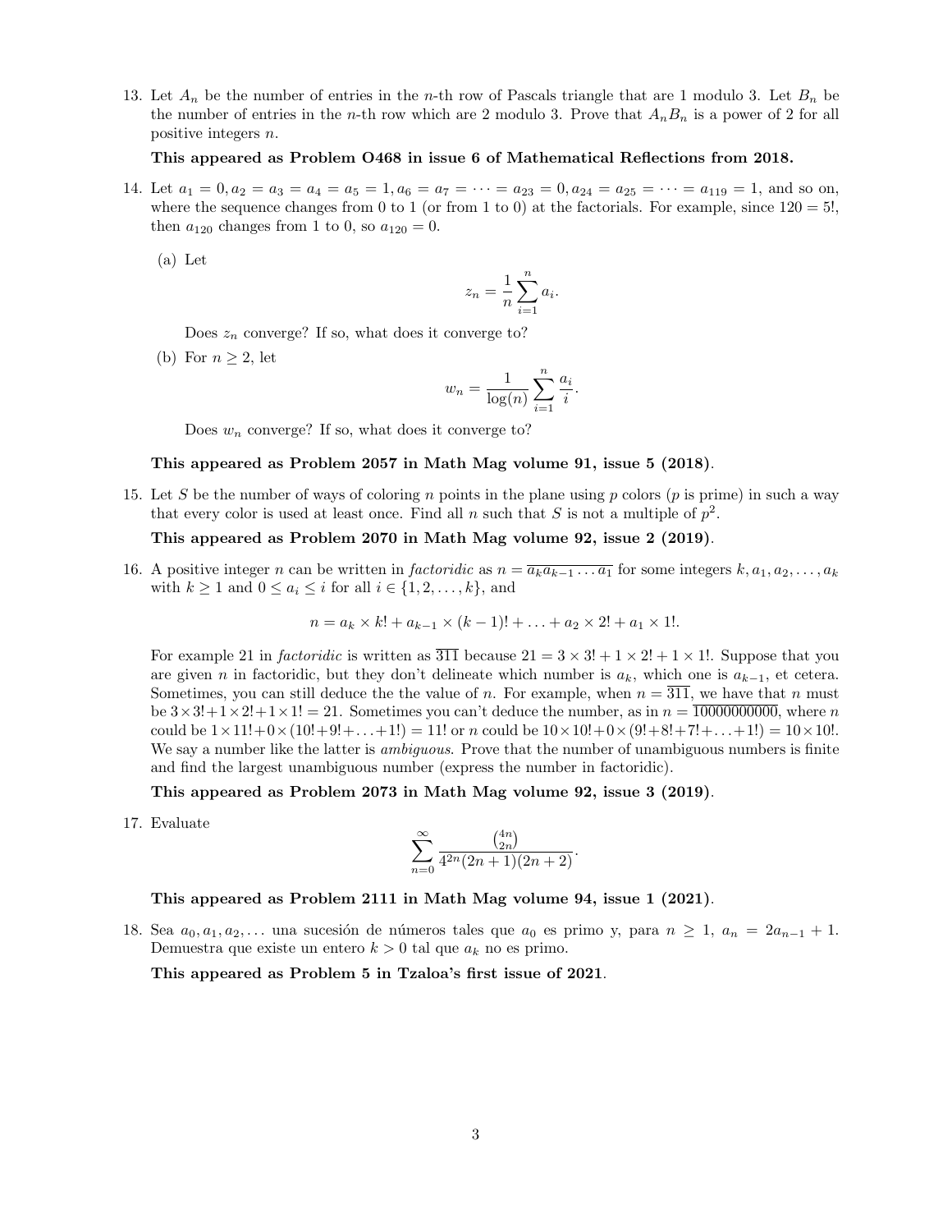13. Let $A_n$ be the number of entries in the $n$-th row of Pascals triangle that are 1 modulo 3. Let $B_n$ be the number of entries in the $n$-th row which are 2 modulo 3. Prove that $A_nB_n$ is a power of 2 for all positive integers $n$.

    **This appeared as Problem O468 in issue 6 of Mathematical Reflections from 2018.**

14. Let $a_1 = 0, a_2 = a_3 = a_4 = a_5 = 1, a_6 = a_7 = \cdots = a_{23} = 0, a_{24} = a_{25} = \cdots = a_{119} = 1$, and so on, where the sequence changes from 0 to 1 (or from 1 to 0) at the factorials. For example, since $120 = 5!$, then $a_{120}$ changes from 1 to 0, so $a_{120} = 0$.

    (a) Let
    $$z_n = \frac{1}{n}\sum_{i=1}^{n} a_i.$$
    Does $z_n$ converge? If so, what does it converge to?

    (b) For $n \geq 2$, let
    $$w_n = \frac{1}{\log(n)}\sum_{i=1}^{n} \frac{a_i}{i}.$$
    Does $w_n$ converge? If so, what does it converge to?

    **This appeared as Problem 2057 in Math Mag volume 91, issue 5 (2018).**

15. Let $S$ be the number of ways of coloring $n$ points in the plane using $p$ colors ($p$ is prime) in such a way that every color is used at least once. Find all $n$ such that $S$ is not a multiple of $p^2$.

    **This appeared as Problem 2070 in Math Mag volume 92, issue 2 (2019).**

16. A positive integer $n$ can be written in *factoridic* as $n = \overline{a_k a_{k-1} \ldots a_1}$ for some integers $k, a_1, a_2, \ldots, a_k$ with $k \geq 1$ and $0 \leq a_i \leq i$ for all $i \in \{1, 2, \ldots, k\}$, and
    $$n = a_k \times k! + a_{k-1} \times (k-1)! + \ldots + a_2 \times 2! + a_1 \times 1!.$$
    For example 21 in *factoridic* is written as $\overline{311}$ because $21 = 3 \times 3! + 1 \times 2! + 1 \times 1!$. Suppose that you are given $n$ in factoridic, but they don't delineate which number is $a_k$, which one is $a_{k-1}$, et cetera. Sometimes, you can still deduce the the value of $n$. For example, when $n = \overline{311}$, we have that $n$ must be $3\times 3!+1\times 2!+1\times 1! = 21$. Sometimes you can't deduce the number, as in $n = \overline{10000000000}$, where $n$ could be $1\times 11!+0\times(10!+9!+\ldots+1!) = 11!$ or $n$ could be $10\times 10!+0\times(9!+8!+7!+\ldots+1!) = 10\times 10!$. We say a number like the latter is *ambiguous*. Prove that the number of unambiguous numbers is finite and find the largest unambiguous number (express the number in factoridic).

    **This appeared as Problem 2073 in Math Mag volume 92, issue 3 (2019).**

17. Evaluate
    $$\sum_{n=0}^{\infty} \frac{\binom{4n}{2n}}{4^{2n}(2n+1)(2n+2)}.$$

    **This appeared as Problem 2111 in Math Mag volume 94, issue 1 (2021).**

18. Sea $a_0, a_1, a_2, \ldots$ una sucesión de números tales que $a_0$ es primo y, para $n \geq 1$, $a_n = 2a_{n-1} + 1$. Demuestra que existe un entero $k > 0$ tal que $a_k$ no es primo.

    **This appeared as Problem 5 in Tzaloa's first issue of 2021.**